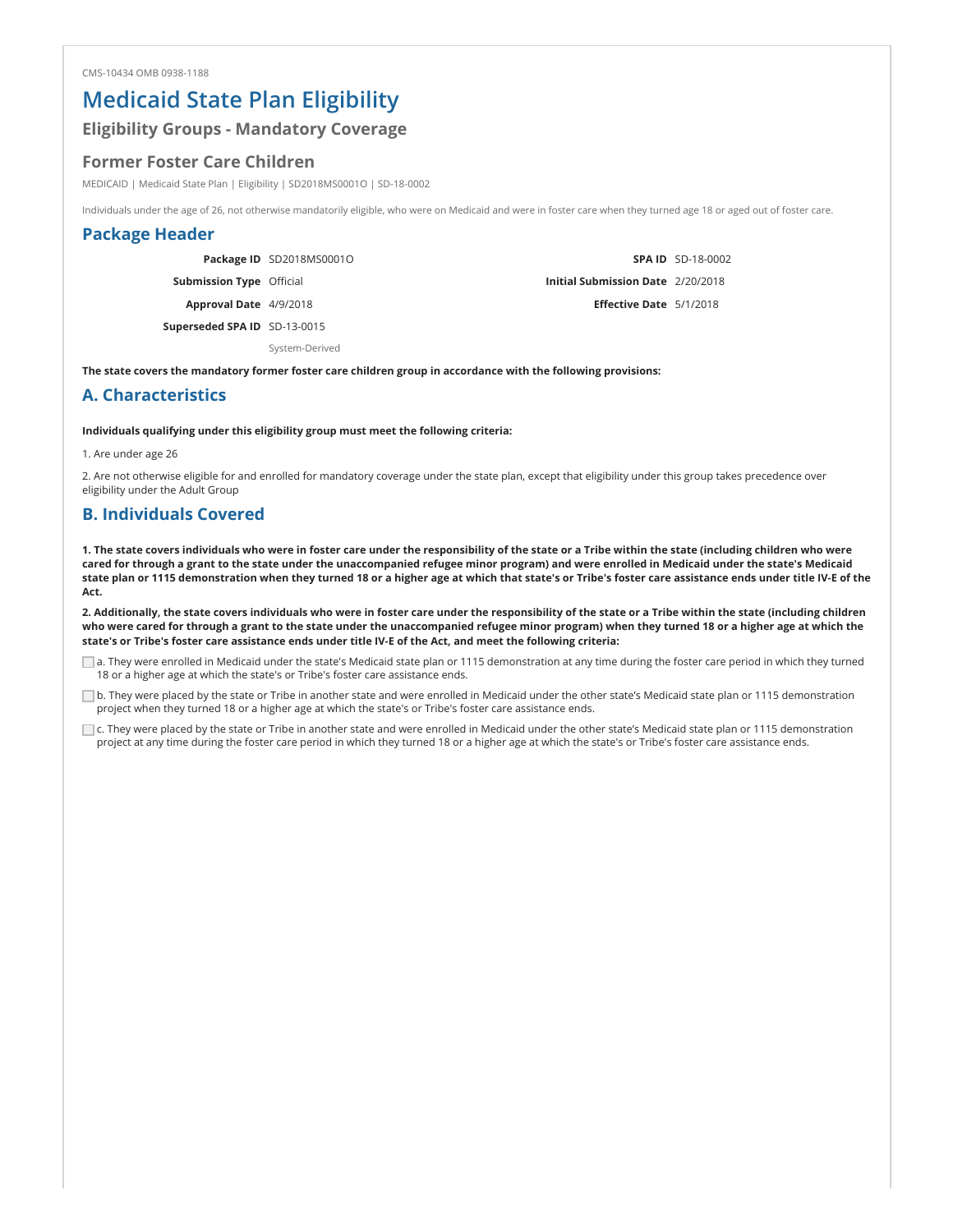CMS-10434 OMB 0938-1188

# Medicaid State Plan Eligibility

### Eligibility Groups - Mandatory Coverage

### Former Foster Care Children

MEDICAID | Medicaid State Plan | Eligibility | SD2018MS0001O | SD-18-0002

Individuals under the age of 26, not otherwise mandatorily eligible, who were on Medicaid and were in foster care when they turned age 18 or aged out of foster care.

## Package Header

| | | | |
|---|---|---|---|
| **Package ID** | SD2018MS0001O | **SPA ID** | SD-18-0002 |
| **Submission Type** | Official | **Initial Submission Date** | 2/20/2018 |
| **Approval Date** | 4/9/2018 | **Effective Date** | 5/1/2018 |
| **Superseded SPA ID** | SD-13-0015 | | |
| | System-Derived | | |

**The state covers the mandatory former foster care children group in accordance with the following provisions:**

## A. Characteristics

**Individuals qualifying under this eligibility group must meet the following criteria:**

1. Are under age 26

2. Are not otherwise eligible for and enrolled for mandatory coverage under the state plan, except that eligibility under this group takes precedence over eligibility under the Adult Group

## B. Individuals Covered

**1. The state covers individuals who were in foster care under the responsibility of the state or a Tribe within the state (including children who were cared for through a grant to the state under the unaccompanied refugee minor program) and were enrolled in Medicaid under the state's Medicaid state plan or 1115 demonstration when they turned 18 or a higher age at which that state's or Tribe's foster care assistance ends under title IV-E of the Act.**

**2. Additionally, the state covers individuals who were in foster care under the responsibility of the state or a Tribe within the state (including children who were cared for through a grant to the state under the unaccompanied refugee minor program) when they turned 18 or a higher age at which the state's or Tribe's foster care assistance ends under title IV-E of the Act, and meet the following criteria:**

- ☐ a. They were enrolled in Medicaid under the state's Medicaid state plan or 1115 demonstration at any time during the foster care period in which they turned 18 or a higher age at which the state's or Tribe's foster care assistance ends.
- ☐ b. They were placed by the state or Tribe in another state and were enrolled in Medicaid under the other state's Medicaid state plan or 1115 demonstration project when they turned 18 or a higher age at which the state's or Tribe's foster care assistance ends.
- ☐ c. They were placed by the state or Tribe in another state and were enrolled in Medicaid under the other state's Medicaid state plan or 1115 demonstration project at any time during the foster care period in which they turned 18 or a higher age at which the state's or Tribe's foster care assistance ends.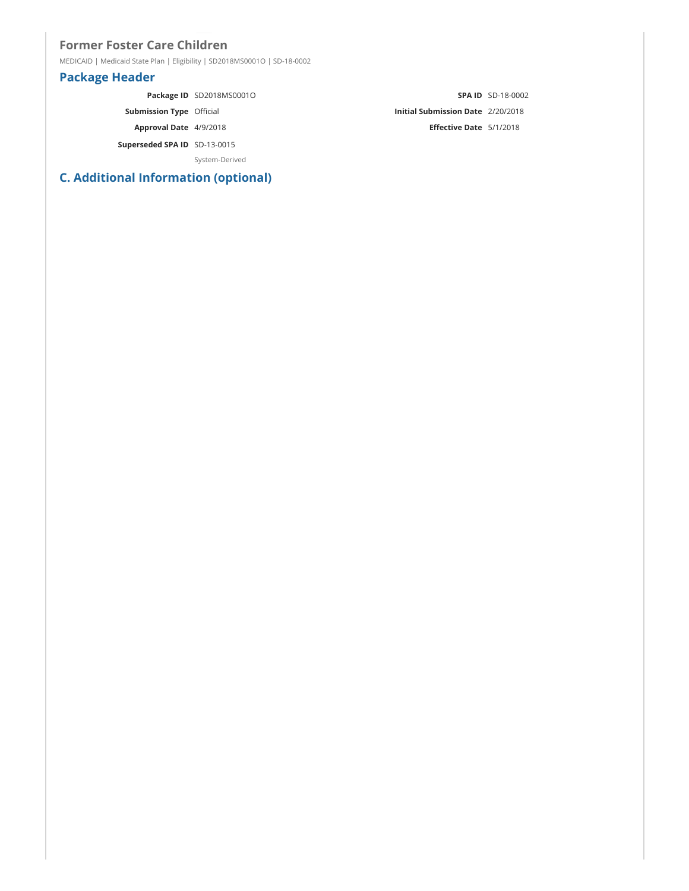# Former Foster Care Children

MEDICAID | Medicaid State Plan | Eligibility | SD2018MS0001O | SD-18-0002

## Package Header

| | | | |
|---|---|---|---|
| **Package ID** | SD2018MS0001O | **SPA ID** | SD-18-0002 |
| **Submission Type** | Official | **Initial Submission Date** | 2/20/2018 |
| **Approval Date** | 4/9/2018 | **Effective Date** | 5/1/2018 |
| **Superseded SPA ID** | SD-13-0015<br>System-Derived | | |

## C. Additional Information (optional)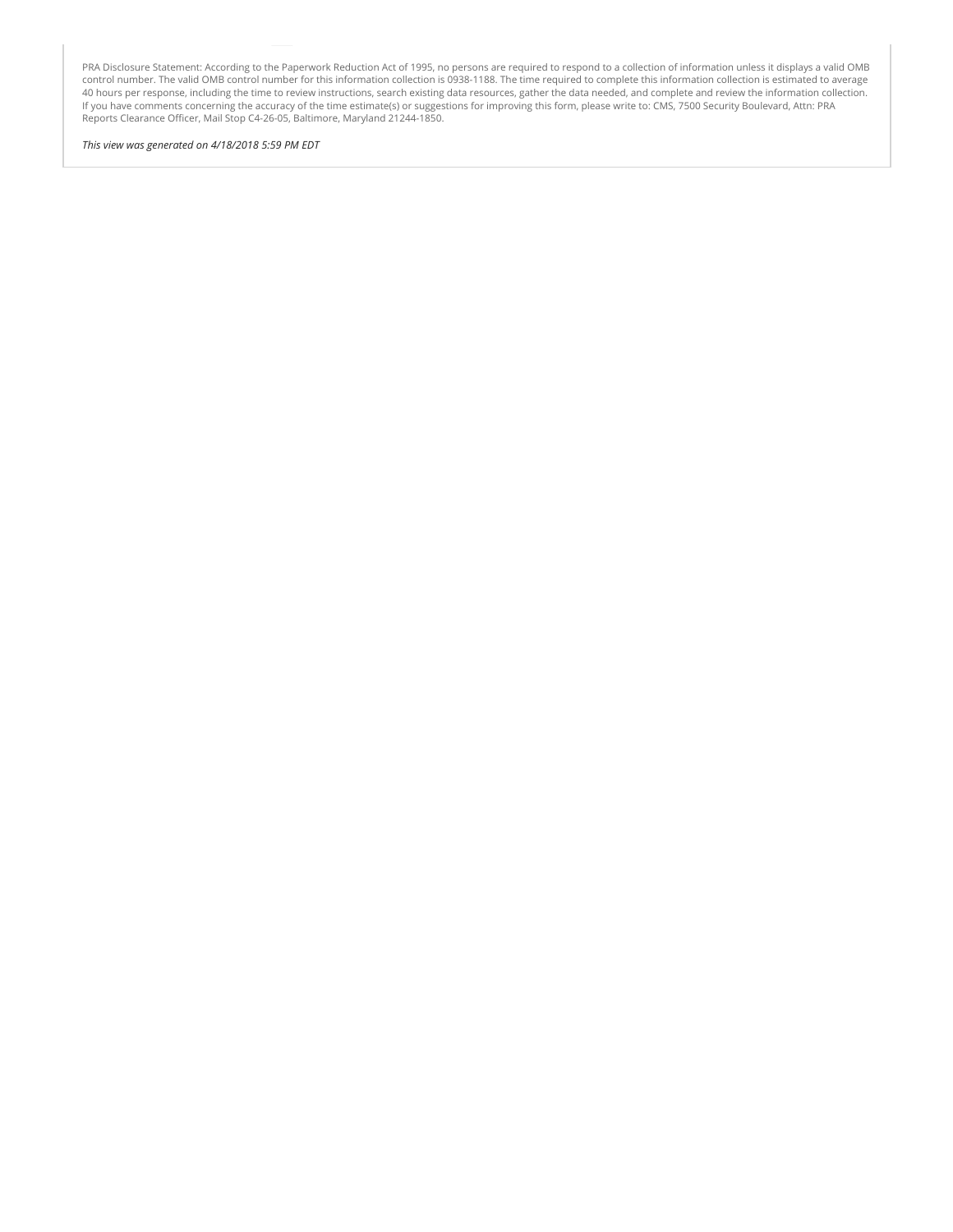PRA Disclosure Statement: According to the Paperwork Reduction Act of 1995, no persons are required to respond to a collection of information unless it displays a valid OMB control number. The valid OMB control number for this information collection is 0938-1188. The time required to complete this information collection is estimated to average 40 hours per response, including the time to review instructions, search existing data resources, gather the data needed, and complete and review the information collection. If you have comments concerning the accuracy of the time estimate(s) or suggestions for improving this form, please write to: CMS, 7500 Security Boulevard, Attn: PRA Reports Clearance Officer, Mail Stop C4-26-05, Baltimore, Maryland 21244-1850.

*This view was generated on 4/18/2018 5:59 PM EDT*